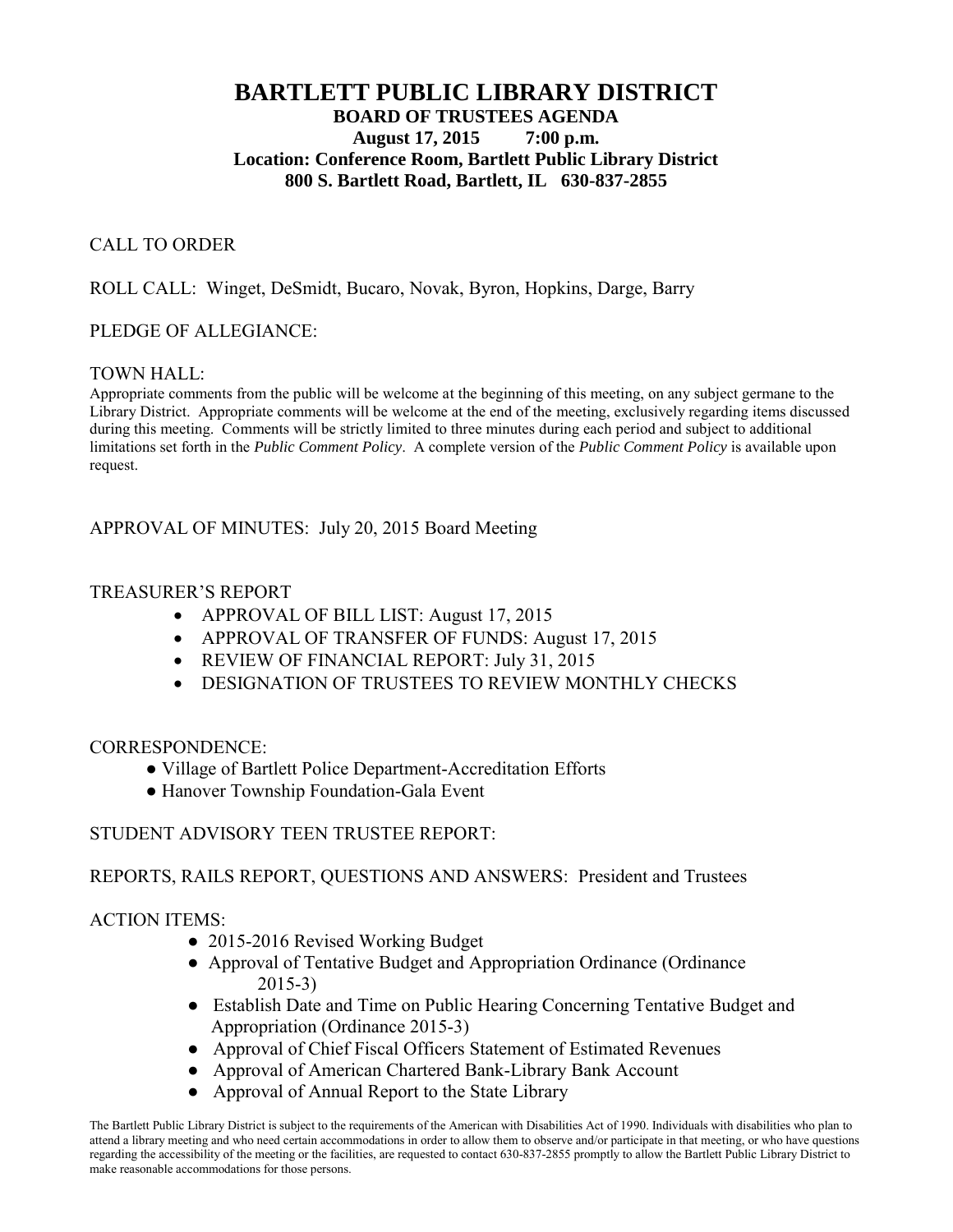# BARTLETT PUBLIC LIBRARY DISTRICT

**BOARD OF TRUSTEES AGENDA**
**August 17, 2015 7:00 p.m.**
**Location: Conference Room, Bartlett Public Library District**
**800 S. Bartlett Road, Bartlett, IL 630-837-2855**

CALL TO ORDER

ROLL CALL: Winget, DeSmidt, Bucaro, Novak, Byron, Hopkins, Darge, Barry

PLEDGE OF ALLEGIANCE:

TOWN HALL:
Appropriate comments from the public will be welcome at the beginning of this meeting, on any subject germane to the Library District. Appropriate comments will be welcome at the end of the meeting, exclusively regarding items discussed during this meeting. Comments will be strictly limited to three minutes during each period and subject to additional limitations set forth in the *Public Comment Policy*. A complete version of the *Public Comment Policy* is available upon request.

APPROVAL OF MINUTES: July 20, 2015 Board Meeting

TREASURER'S REPORT

- APPROVAL OF BILL LIST: August 17, 2015
- APPROVAL OF TRANSFER OF FUNDS: August 17, 2015
- REVIEW OF FINANCIAL REPORT: July 31, 2015
- DESIGNATION OF TRUSTEES TO REVIEW MONTHLY CHECKS

CORRESPONDENCE:

- Village of Bartlett Police Department-Accreditation Efforts
- Hanover Township Foundation-Gala Event

STUDENT ADVISORY TEEN TRUSTEE REPORT:

REPORTS, RAILS REPORT, QUESTIONS AND ANSWERS: President and Trustees

ACTION ITEMS:

- 2015-2016 Revised Working Budget
- Approval of Tentative Budget and Appropriation Ordinance (Ordinance 2015-3)
- Establish Date and Time on Public Hearing Concerning Tentative Budget and Appropriation (Ordinance 2015-3)
- Approval of Chief Fiscal Officers Statement of Estimated Revenues
- Approval of American Chartered Bank-Library Bank Account
- Approval of Annual Report to the State Library

The Bartlett Public Library District is subject to the requirements of the American with Disabilities Act of 1990. Individuals with disabilities who plan to attend a library meeting and who need certain accommodations in order to allow them to observe and/or participate in that meeting, or who have questions regarding the accessibility of the meeting or the facilities, are requested to contact 630-837-2855 promptly to allow the Bartlett Public Library District to make reasonable accommodations for those persons.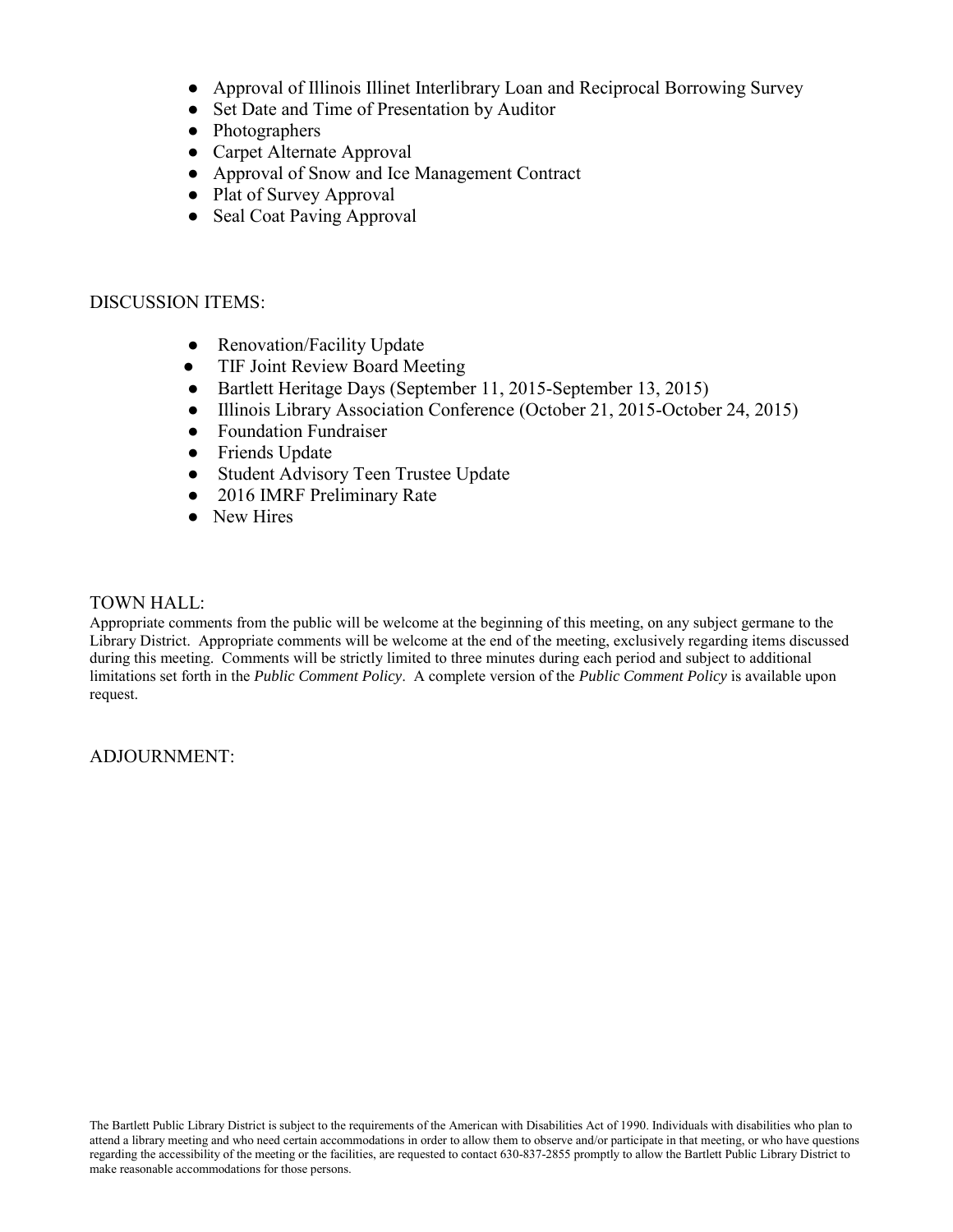- Approval of Illinois Illinet Interlibrary Loan and Reciprocal Borrowing Survey
- Set Date and Time of Presentation by Auditor
- Photographers
- Carpet Alternate Approval
- Approval of Snow and Ice Management Contract
- Plat of Survey Approval
- Seal Coat Paving Approval

DISCUSSION ITEMS:

- Renovation/Facility Update
- TIF Joint Review Board Meeting
- Bartlett Heritage Days (September 11, 2015-September 13, 2015)
- Illinois Library Association Conference (October 21, 2015-October 24, 2015)
- Foundation Fundraiser
- Friends Update
- Student Advisory Teen Trustee Update
- 2016 IMRF Preliminary Rate
- New Hires

TOWN HALL:

Appropriate comments from the public will be welcome at the beginning of this meeting, on any subject germane to the Library District. Appropriate comments will be welcome at the end of the meeting, exclusively regarding items discussed during this meeting. Comments will be strictly limited to three minutes during each period and subject to additional limitations set forth in the *Public Comment Policy*. A complete version of the *Public Comment Policy* is available upon request.

ADJOURNMENT:

The Bartlett Public Library District is subject to the requirements of the American with Disabilities Act of 1990. Individuals with disabilities who plan to attend a library meeting and who need certain accommodations in order to allow them to observe and/or participate in that meeting, or who have questions regarding the accessibility of the meeting or the facilities, are requested to contact 630-837-2855 promptly to allow the Bartlett Public Library District to make reasonable accommodations for those persons.